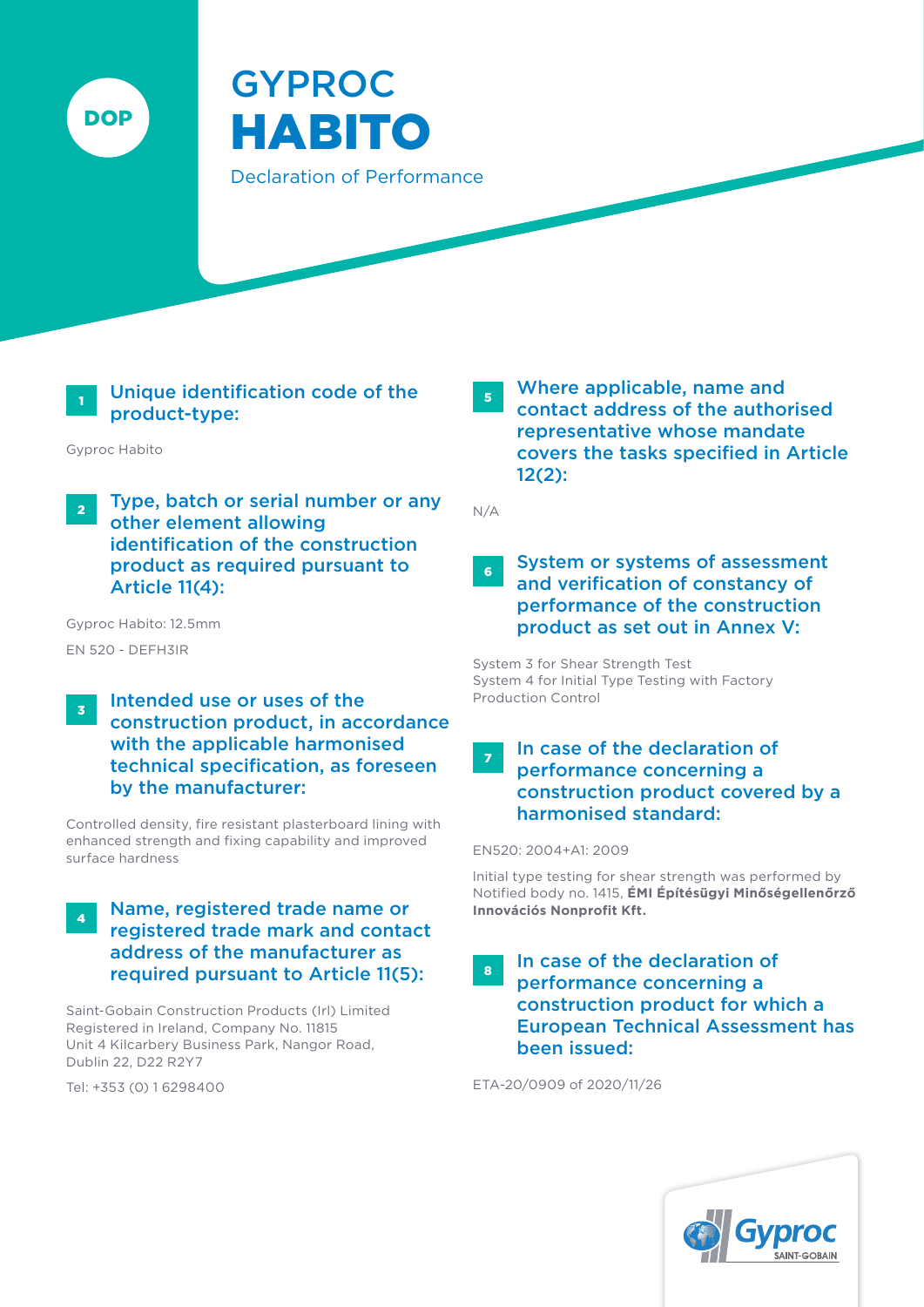DOP

# GYPROC HABITO

Declaration of Performance

### 1 Unique identification code of the product-type:

Gyproc Habito

### 2 Type, batch or serial number or any other element allowing identification of the construction product as required pursuant to Article 11(4):

Gyproc Habito: 12.5mm

EN 520 - DEFH3IR

### 3 Intended use or uses of the construction product, in accordance with the applicable harmonised technical specification, as foreseen by the manufacturer:

Controlled density, fire resistant plasterboard lining with enhanced strength and fixing capability and improved surface hardness

### 4 Name, registered trade name or registered trade mark and contact address of the manufacturer as required pursuant to Article 11(5):

Saint-Gobain Construction Products (Irl) Limited
Registered in Ireland, Company No. 11815
Unit 4 Kilcarbery Business Park, Nangor Road,
Dublin 22, D22 R2Y7

Tel: +353 (0) 1 6298400

### 5 Where applicable, name and contact address of the authorised representative whose mandate covers the tasks specified in Article 12(2):

N/A

### 6 System or systems of assessment and verification of constancy of performance of the construction product as set out in Annex V:

System 3 for Shear Strength Test
System 4 for Initial Type Testing with Factory Production Control

### 7 In case of the declaration of performance concerning a construction product covered by a harmonised standard:

EN520: 2004+A1: 2009

Initial type testing for shear strength was performed by Notified body no. 1415, **ÉMI Építésügyi Minőségellenőrző Innovációs Nonprofit Kft.**

### 8 In case of the declaration of performance concerning a construction product for which a European Technical Assessment has been issued:

ETA-20/0909 of 2020/11/26

Gyproc SAINT-GOBAIN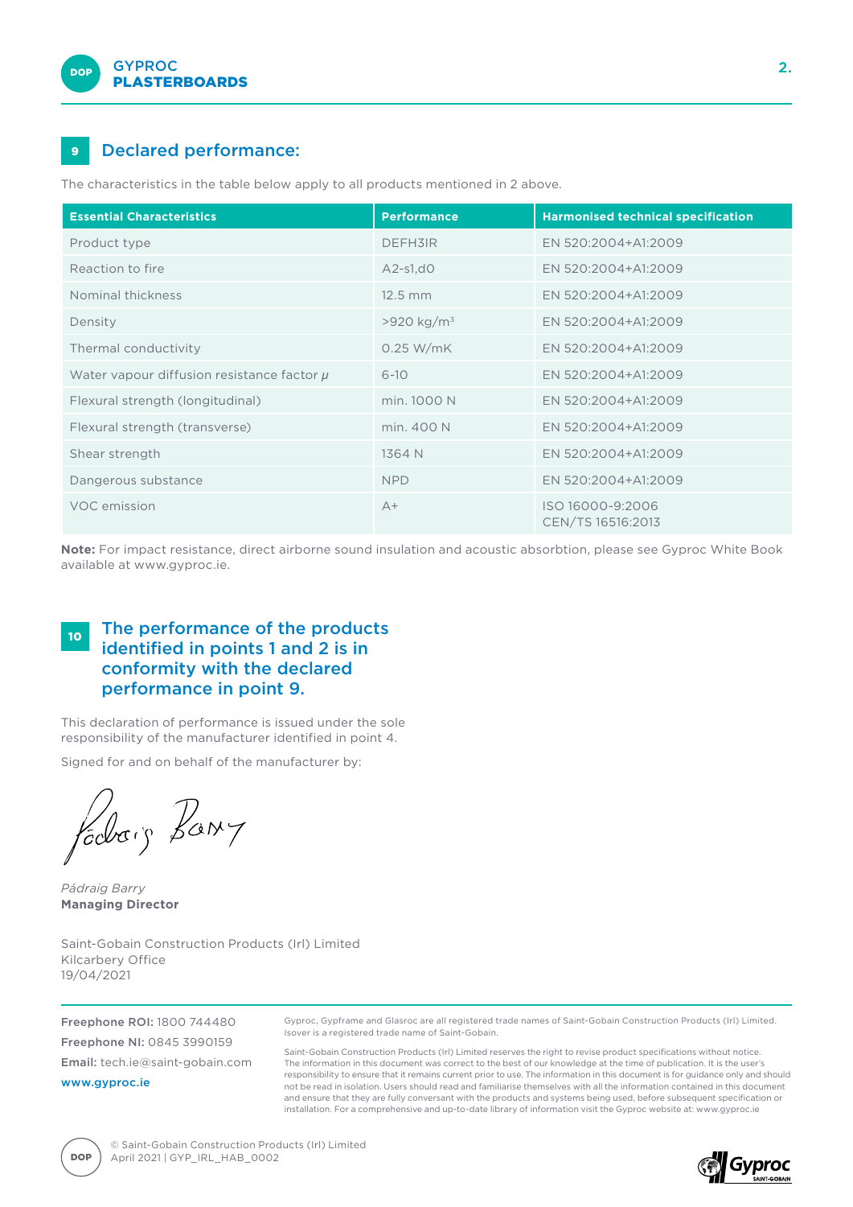## 9 Declared performance:

The characteristics in the table below apply to all products mentioned in 2 above.

| Essential Characteristics | Performance | Harmonised technical specification |
|---|---|---|
| Product type | DEFH3IR | EN 520:2004+A1:2009 |
| Reaction to fire | A2-s1,d0 | EN 520:2004+A1:2009 |
| Nominal thickness | 12.5 mm | EN 520:2004+A1:2009 |
| Density | >920 kg/m$^3$ | EN 520:2004+A1:2009 |
| Thermal conductivity | 0.25 W/mK | EN 520:2004+A1:2009 |
| Water vapour diffusion resistance factor $\mu$ | 6-10 | EN 520:2004+A1:2009 |
| Flexural strength (longitudinal) | min. 1000 N | EN 520:2004+A1:2009 |
| Flexural strength (transverse) | min. 400 N | EN 520:2004+A1:2009 |
| Shear strength | 1364 N | EN 520:2004+A1:2009 |
| Dangerous substance | NPD | EN 520:2004+A1:2009 |
| VOC emission | A+ | ISO 16000-9:2006 CEN/TS 16516:2013 |

**Note:** For impact resistance, direct airborne sound insulation and acoustic absorbtion, please see Gyproc White Book available at www.gyproc.ie.

## 10 The performance of the products identified in points 1 and 2 is in conformity with the declared performance in point 9.

This declaration of performance is issued under the sole responsibility of the manufacturer identified in point 4.

Signed for and on behalf of the manufacturer by:

*Pádraig Barry*
**Managing Director**

Saint-Gobain Construction Products (Irl) Limited
Kilcarbery Office
19/04/2021

**Freephone ROI:** 1800 744480
**Freephone NI:** 0845 3990159
**Email:** tech.ie@saint-gobain.com
www.gyproc.ie

Gyproc, Gypframe and Glasroc are all registered trade names of Saint-Gobain Construction Products (Irl) Limited. Isover is a registered trade name of Saint-Gobain.

Saint-Gobain Construction Products (Irl) Limited reserves the right to revise product specifications without notice. The information in this document was correct to the best of our knowledge at the time of publication. It is the user's responsibility to ensure that it remains current prior to use. The information in this document is for guidance only and should not be read in isolation. Users should read and familiarise themselves with all the information contained in this document and ensure that they are fully conversant with the products and systems being used, before subsequent specification or installation. For a comprehensive and up-to-date library of information visit the Gyproc website at: www.gyproc.ie

© Saint-Gobain Construction Products (Irl) Limited
April 2021 | GYP_IRL_HAB_0002